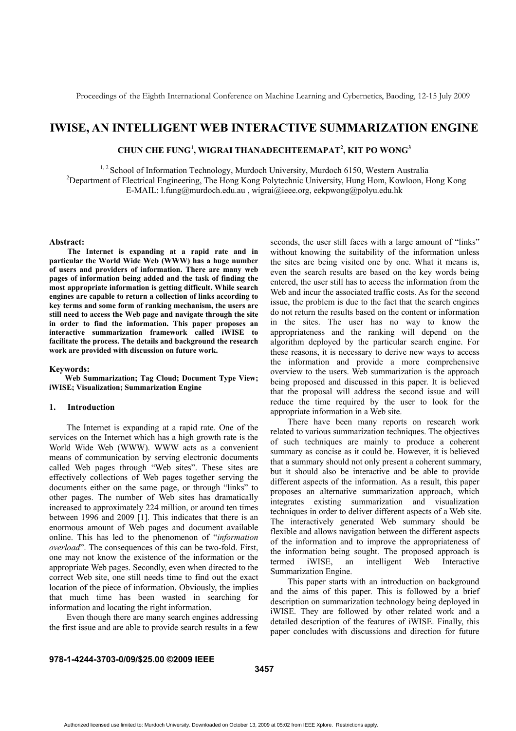# IWISE, AN INTELLIGENT WEB INTERACTIVE SUMMARIZATION ENGINE

**CHUN CHE FUNG[1], WIGRAI THANADECHTEEMAPAT[2], KIT PO WONG[3]**

[1, 2] School of Information Technology, Murdoch University, Murdoch 6150, Western Australia
[2]Department of Electrical Engineering, The Hong Kong Polytechnic University, Hung Hom, Kowloon, Hong Kong
E-MAIL: l.fung@murdoch.edu.au , wigrai@ieee.org, eekpwong@polyu.edu.hk

**Abstract:**

**The Internet is expanding at a rapid rate and in particular the World Wide Web (WWW) has a huge number of users and providers of information. There are many web pages of information being added and the task of finding the most appropriate information is getting difficult. While search engines are capable to return a collection of links according to key terms and some form of ranking mechanism, the users are still need to access the Web page and navigate through the site in order to find the information. This paper proposes an interactive summarization framework called iWISE to facilitate the process. The details and background the research work are provided with discussion on future work.**

**Keywords:**

**Web Summarization; Tag Cloud; Document Type View; iWISE; Visualization; Summarization Engine**

## 1. Introduction

The Internet is expanding at a rapid rate. One of the services on the Internet which has a high growth rate is the World Wide Web (WWW). WWW acts as a convenient means of communication by serving electronic documents called Web pages through "Web sites". These sites are effectively collections of Web pages together serving the documents either on the same page, or through "links" to other pages. The number of Web sites has dramatically increased to approximately 224 million, or around ten times between 1996 and 2009 [1]. This indicates that there is an enormous amount of Web pages and document available online. This has led to the phenomenon of "*information overload*". The consequences of this can be two-fold. First, one may not know the existence of the information or the appropriate Web pages. Secondly, even when directed to the correct Web site, one still needs time to find out the exact location of the piece of information. Obviously, the implies that much time has been wasted in searching for information and locating the right information.

Even though there are many search engines addressing the first issue and are able to provide search results in a few seconds, the user still faces with a large amount of "links" without knowing the suitability of the information unless the sites are being visited one by one. What it means is, even the search results are based on the key words being entered, the user still has to access the information from the Web and incur the associated traffic costs. As for the second issue, the problem is due to the fact that the search engines do not return the results based on the content or information in the sites. The user has no way to know the appropriateness and the ranking will depend on the algorithm deployed by the particular search engine. For these reasons, it is necessary to derive new ways to access the information and provide a more comprehensive overview to the users. Web summarization is the approach being proposed and discussed in this paper. It is believed that the proposal will address the second issue and will reduce the time required by the user to look for the appropriate information in a Web site.

There have been many reports on research work related to various summarization techniques. The objectives of such techniques are mainly to produce a coherent summary as concise as it could be. However, it is believed that a summary should not only present a coherent summary, but it should also be interactive and be able to provide different aspects of the information. As a result, this paper proposes an alternative summarization approach, which integrates existing summarization and visualization techniques in order to deliver different aspects of a Web site. The interactively generated Web summary should be flexible and allows navigation between the different aspects of the information and to improve the appropriateness of the information being sought. The proposed approach is termed iWISE, an intelligent Web Interactive Summarization Engine.

This paper starts with an introduction on background and the aims of this paper. This is followed by a brief description on summarization technology being deployed in iWISE. They are followed by other related work and a detailed description of the features of iWISE. Finally, this paper concludes with discussions and direction for future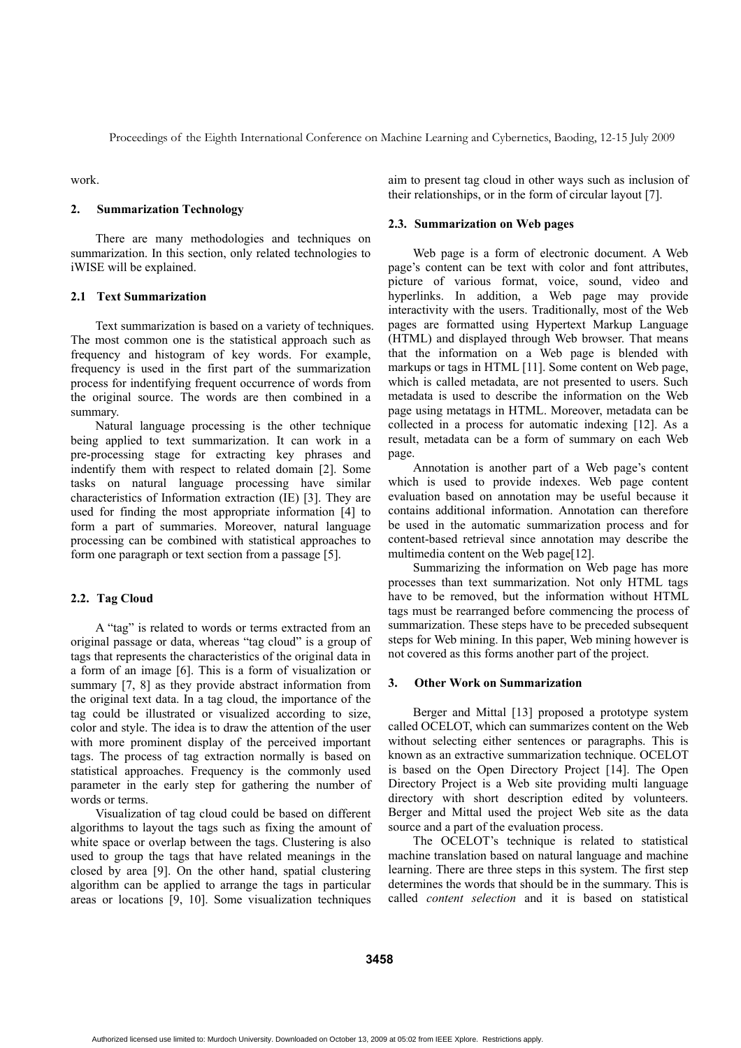work.

## 2. Summarization Technology

There are many methodologies and techniques on summarization. In this section, only related technologies to iWISE will be explained.

### 2.1 Text Summarization

Text summarization is based on a variety of techniques. The most common one is the statistical approach such as frequency and histogram of key words. For example, frequency is used in the first part of the summarization process for indentifying frequent occurrence of words from the original source. The words are then combined in a summary.

Natural language processing is the other technique being applied to text summarization. It can work in a pre-processing stage for extracting key phrases and indentify them with respect to related domain [2]. Some tasks on natural language processing have similar characteristics of Information extraction (IE) [3]. They are used for finding the most appropriate information [4] to form a part of summaries. Moreover, natural language processing can be combined with statistical approaches to form one paragraph or text section from a passage [5].

### 2.2. Tag Cloud

A "tag" is related to words or terms extracted from an original passage or data, whereas "tag cloud" is a group of tags that represents the characteristics of the original data in a form of an image [6]. This is a form of visualization or summary [7, 8] as they provide abstract information from the original text data. In a tag cloud, the importance of the tag could be illustrated or visualized according to size, color and style. The idea is to draw the attention of the user with more prominent display of the perceived important tags. The process of tag extraction normally is based on statistical approaches. Frequency is the commonly used parameter in the early step for gathering the number of words or terms.

Visualization of tag cloud could be based on different algorithms to layout the tags such as fixing the amount of white space or overlap between the tags. Clustering is also used to group the tags that have related meanings in the closed by area [9]. On the other hand, spatial clustering algorithm can be applied to arrange the tags in particular areas or locations [9, 10]. Some visualization techniques aim to present tag cloud in other ways such as inclusion of their relationships, or in the form of circular layout [7].

### 2.3. Summarization on Web pages

Web page is a form of electronic document. A Web page's content can be text with color and font attributes, picture of various format, voice, sound, video and hyperlinks. In addition, a Web page may provide interactivity with the users. Traditionally, most of the Web pages are formatted using Hypertext Markup Language (HTML) and displayed through Web browser. That means that the information on a Web page is blended with markups or tags in HTML [11]. Some content on Web page, which is called metadata, are not presented to users. Such metadata is used to describe the information on the Web page using metatags in HTML. Moreover, metadata can be collected in a process for automatic indexing [12]. As a result, metadata can be a form of summary on each Web page.

Annotation is another part of a Web page's content which is used to provide indexes. Web page content evaluation based on annotation may be useful because it contains additional information. Annotation can therefore be used in the automatic summarization process and for content-based retrieval since annotation may describe the multimedia content on the Web page[12].

Summarizing the information on Web page has more processes than text summarization. Not only HTML tags have to be removed, but the information without HTML tags must be rearranged before commencing the process of summarization. These steps have to be preceded subsequent steps for Web mining. In this paper, Web mining however is not covered as this forms another part of the project.

## 3. Other Work on Summarization

Berger and Mittal [13] proposed a prototype system called OCELOT, which can summarizes content on the Web without selecting either sentences or paragraphs. This is known as an extractive summarization technique. OCELOT is based on the Open Directory Project [14]. The Open Directory Project is a Web site providing multi language directory with short description edited by volunteers. Berger and Mittal used the project Web site as the data source and a part of the evaluation process.

The OCELOT's technique is related to statistical machine translation based on natural language and machine learning. There are three steps in this system. The first step determines the words that should be in the summary. This is called *content selection* and it is based on statistical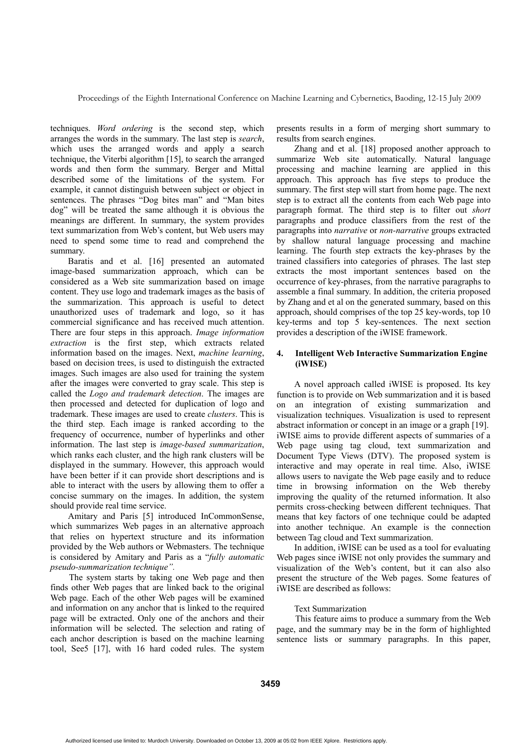techniques. *Word ordering* is the second step, which arranges the words in the summary. The last step is *search*, which uses the arranged words and apply a search technique, the Viterbi algorithm [15], to search the arranged words and then form the summary. Berger and Mittal described some of the limitations of the system. For example, it cannot distinguish between subject or object in sentences. The phrases "Dog bites man" and "Man bites dog" will be treated the same although it is obvious the meanings are different. In summary, the system provides text summarization from Web's content, but Web users may need to spend some time to read and comprehend the summary.

Baratis and et al. [16] presented an automated image-based summarization approach, which can be considered as a Web site summarization based on image content. They use logo and trademark images as the basis of the summarization. This approach is useful to detect unauthorized uses of trademark and logo, so it has commercial significance and has received much attention. There are four steps in this approach. *Image information extraction* is the first step, which extracts related information based on the images. Next, *machine learning*, based on decision trees, is used to distinguish the extracted images. Such images are also used for training the system after the images were converted to gray scale. This step is called the *Logo and trademark detection*. The images are then processed and detected for duplication of logo and trademark. These images are used to create *clusters*. This is the third step. Each image is ranked according to the frequency of occurrence, number of hyperlinks and other information. The last step is *image-based summarization*, which ranks each cluster, and the high rank clusters will be displayed in the summary. However, this approach would have been better if it can provide short descriptions and is able to interact with the users by allowing them to offer a concise summary on the images. In addition, the system should provide real time service.

Amitary and Paris [5] introduced InCommonSense, which summarizes Web pages in an alternative approach that relies on hypertext structure and its information provided by the Web authors or Webmasters. The technique is considered by Amitary and Paris as a "*fully automatic pseudo-summarization technique".*

The system starts by taking one Web page and then finds other Web pages that are linked back to the original Web page. Each of the other Web pages will be examined and information on any anchor that is linked to the required page will be extracted. Only one of the anchors and their information will be selected. The selection and rating of each anchor description is based on the machine learning tool, See5 [17], with 16 hard coded rules. The system presents results in a form of merging short summary to results from search engines.

Zhang and et al. [18] proposed another approach to summarize Web site automatically. Natural language processing and machine learning are applied in this approach. This approach has five steps to produce the summary. The first step will start from home page. The next step is to extract all the contents from each Web page into paragraph format. The third step is to filter out *short* paragraphs and produce classifiers from the rest of the paragraphs into *narrative* or *non-narrative* groups extracted by shallow natural language processing and machine learning. The fourth step extracts the key-phrases by the trained classifiers into categories of phrases. The last step extracts the most important sentences based on the occurrence of key-phrases, from the narrative paragraphs to assemble a final summary. In addition, the criteria proposed by Zhang and et al on the generated summary, based on this approach, should comprises of the top 25 key-words, top 10 key-terms and top 5 key-sentences. The next section provides a description of the iWISE framework.

## 4. Intelligent Web Interactive Summarization Engine (iWISE)

A novel approach called iWISE is proposed. Its key function is to provide on Web summarization and it is based on an integration of existing summarization and visualization techniques. Visualization is used to represent abstract information or concept in an image or a graph [19]. iWISE aims to provide different aspects of summaries of a Web page using tag cloud, text summarization and Document Type Views (DTV). The proposed system is interactive and may operate in real time. Also, iWISE allows users to navigate the Web page easily and to reduce time in browsing information on the Web thereby improving the quality of the returned information. It also permits cross-checking between different techniques. That means that key factors of one technique could be adapted into another technique. An example is the connection between Tag cloud and Text summarization.

In addition, iWISE can be used as a tool for evaluating Web pages since iWISE not only provides the summary and visualization of the Web's content, but it can also also present the structure of the Web pages. Some features of iWISE are described as follows:

Text Summarization

This feature aims to produce a summary from the Web page, and the summary may be in the form of highlighted sentence lists or summary paragraphs. In this paper,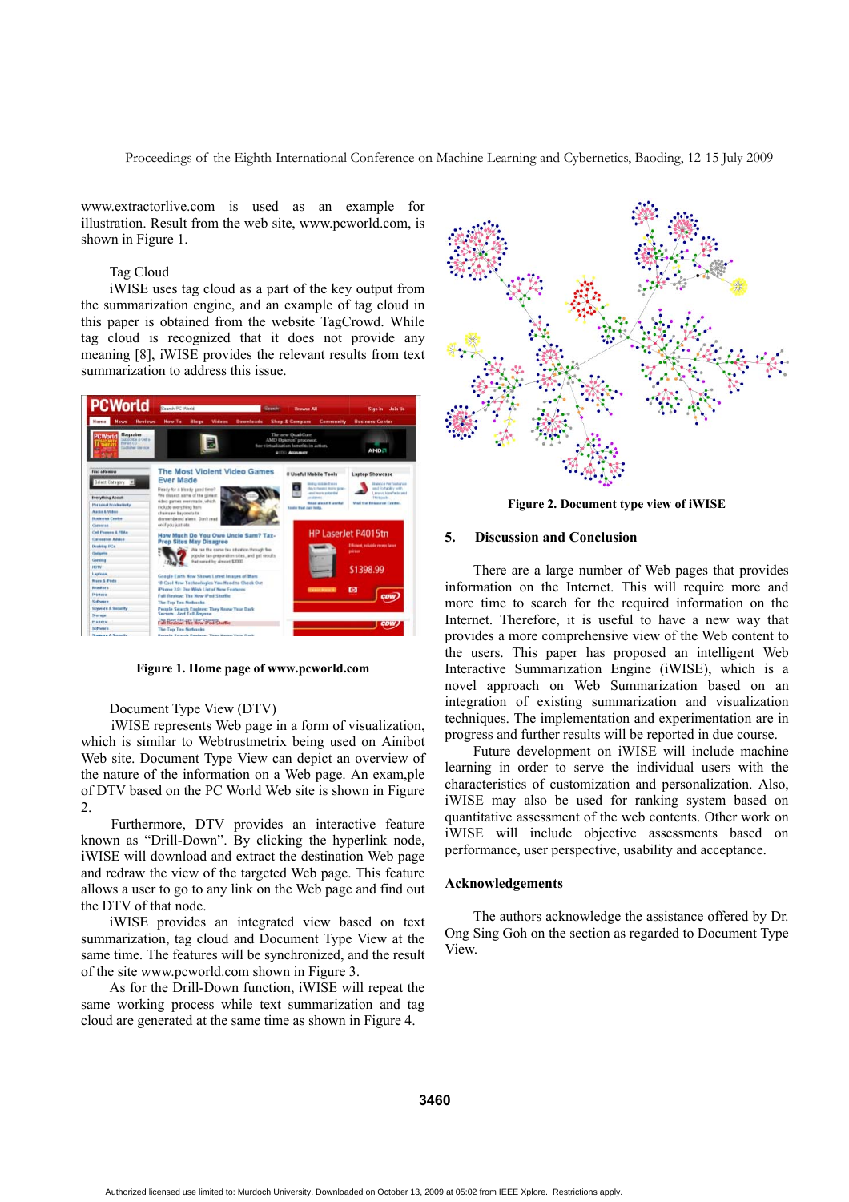www.extractorlive.com is used as an example for illustration. Result from the web site, www.pcworld.com, is shown in Figure 1.

Tag Cloud

iWISE uses tag cloud as a part of the key output from the summarization engine, and an example of tag cloud in this paper is obtained from the website TagCrowd. While tag cloud is recognized that it does not provide any meaning [8], iWISE provides the relevant results from text summarization to address this issue.

**Figure 1. Home page of www.pcworld.com**

Document Type View (DTV)

iWISE represents Web page in a form of visualization, which is similar to Webtrustmetrix being used on Ainibot Web site. Document Type View can depict an overview of the nature of the information on a Web page. An exam,ple of DTV based on the PC World Web site is shown in Figure 2.

Furthermore, DTV provides an interactive feature known as "Drill-Down". By clicking the hyperlink node, iWISE will download and extract the destination Web page and redraw the view of the targeted Web page. This feature allows a user to go to any link on the Web page and find out the DTV of that node.

iWISE provides an integrated view based on text summarization, tag cloud and Document Type View at the same time. The features will be synchronized, and the result of the site www.pcworld.com shown in Figure 3.

As for the Drill-Down function, iWISE will repeat the same working process while text summarization and tag cloud are generated at the same time as shown in Figure 4.

**Figure 2. Document type view of iWISE**

## 5. Discussion and Conclusion

There are a large number of Web pages that provides information on the Internet. This will require more and more time to search for the required information on the Internet. Therefore, it is useful to have a new way that provides a more comprehensive view of the Web content to the users. This paper has proposed an intelligent Web Interactive Summarization Engine (iWISE), which is a novel approach on Web Summarization based on an integration of existing summarization and visualization techniques. The implementation and experimentation are in progress and further results will be reported in due course.

Future development on iWISE will include machine learning in order to serve the individual users with the characteristics of customization and personalization. Also, iWISE may also be used for ranking system based on quantitative assessment of the web contents. Other work on iWISE will include objective assessments based on performance, user perspective, usability and acceptance.

## Acknowledgements

The authors acknowledge the assistance offered by Dr. Ong Sing Goh on the section as regarded to Document Type View.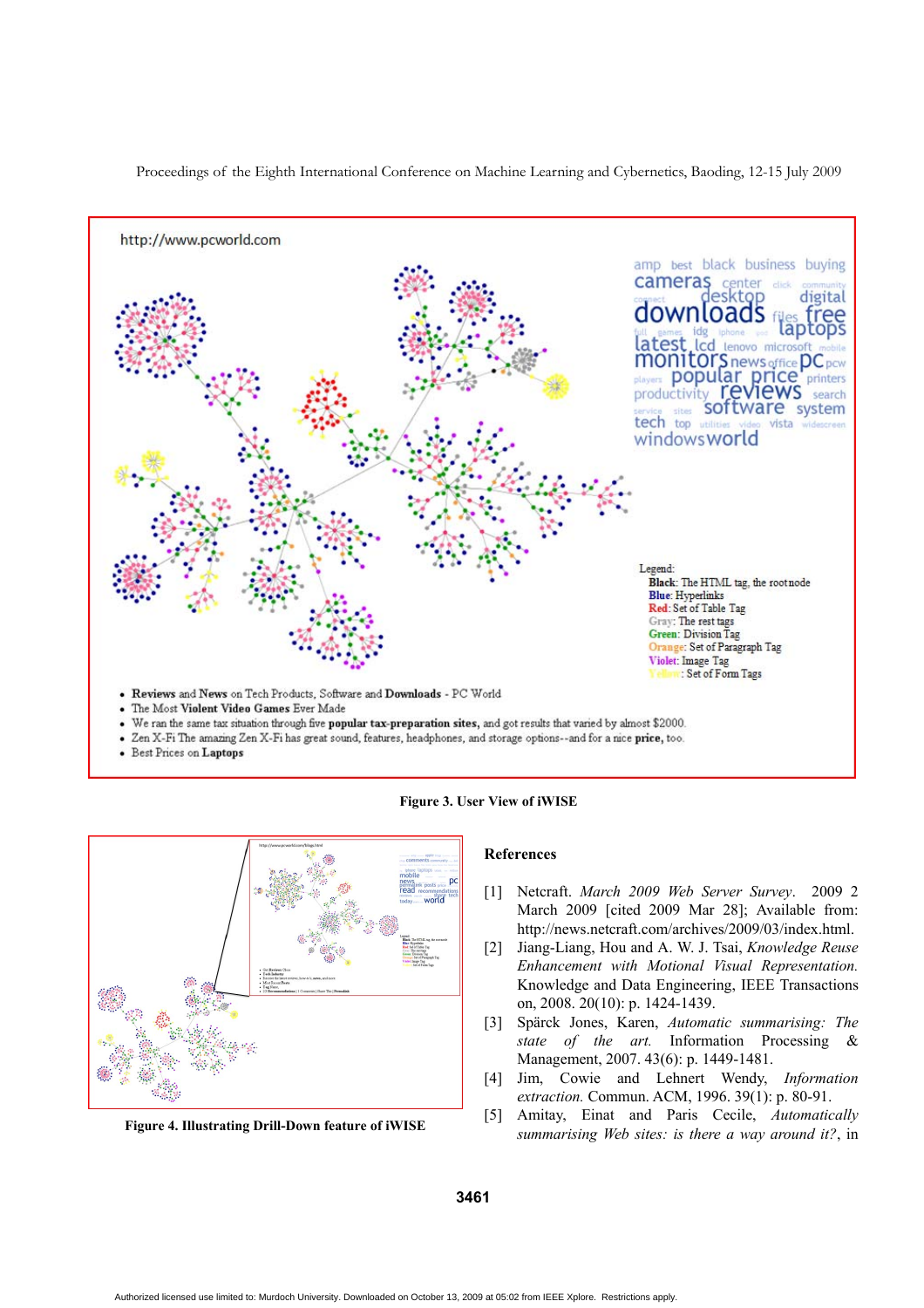Figure 3. User View of iWISE

Figure 4. Illustrating Drill-Down feature of iWISE

## References

[1] Netcraft. *March 2009 Web Server Survey*. 2009 2 March 2009 [cited 2009 Mar 28]; Available from: http://news.netcraft.com/archives/2009/03/index.html.

[2] Jiang-Liang, Hou and A. W. J. Tsai, *Knowledge Reuse Enhancement with Motional Visual Representation.* Knowledge and Data Engineering, IEEE Transactions on, 2008. 20(10): p. 1424-1439.

[3] Spärck Jones, Karen, *Automatic summarising: The state of the art.* Information Processing & Management, 2007. 43(6): p. 1449-1481.

[4] Jim, Cowie and Lehnert Wendy, *Information extraction.* Commun. ACM, 1996. 39(1): p. 80-91.

[5] Amitay, Einat and Paris Cecile, *Automatically summarising Web sites: is there a way around it?*, in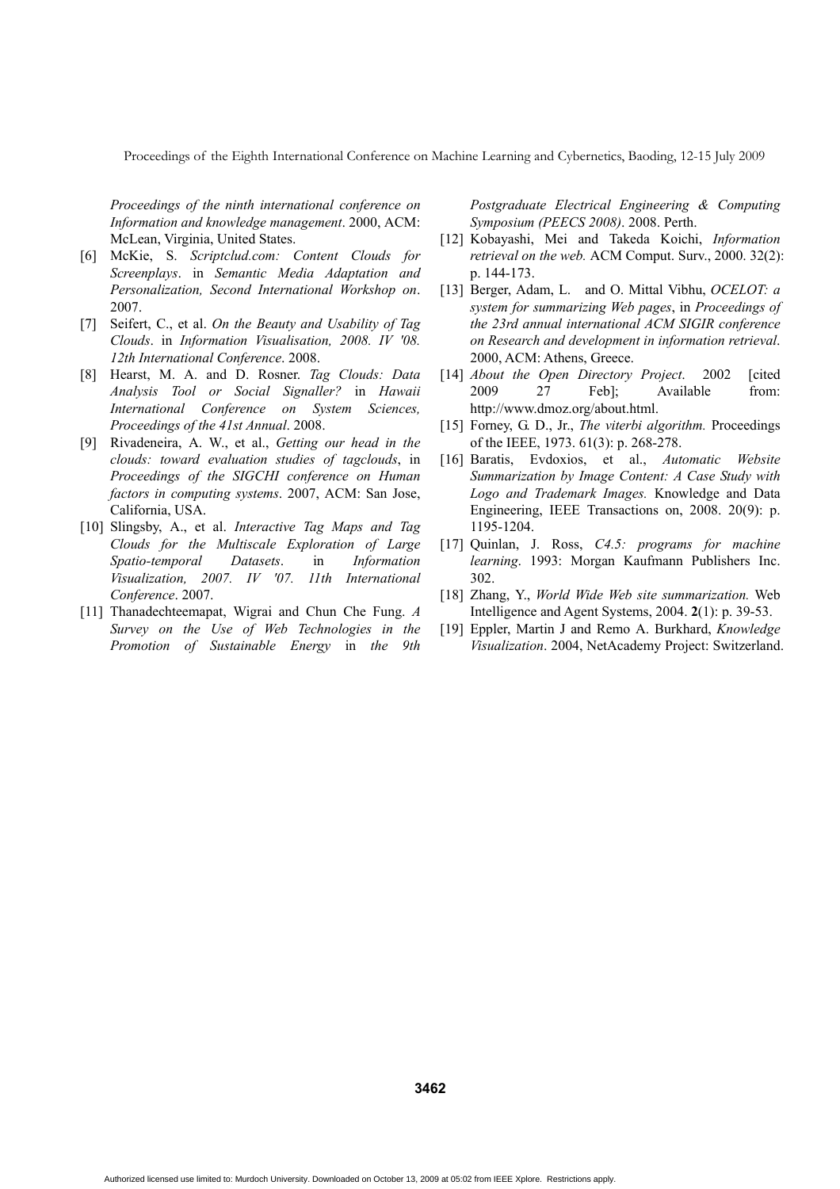*Proceedings of the ninth international conference on Information and knowledge management*. 2000, ACM: McLean, Virginia, United States.

[6] McKie, S. *Scriptclud.com: Content Clouds for Screenplays*. in *Semantic Media Adaptation and Personalization, Second International Workshop on*. 2007.

[7] Seifert, C., et al. *On the Beauty and Usability of Tag Clouds*. in *Information Visualisation, 2008. IV '08. 12th International Conference*. 2008.

[8] Hearst, M. A. and D. Rosner. *Tag Clouds: Data Analysis Tool or Social Signaller?* in *Hawaii International Conference on System Sciences, Proceedings of the 41st Annual*. 2008.

[9] Rivadeneira, A. W., et al., *Getting our head in the clouds: toward evaluation studies of tagclouds*, in *Proceedings of the SIGCHI conference on Human factors in computing systems*. 2007, ACM: San Jose, California, USA.

[10] Slingsby, A., et al. *Interactive Tag Maps and Tag Clouds for the Multiscale Exploration of Large Spatio-temporal Datasets*. in *Information Visualization, 2007. IV '07. 11th International Conference*. 2007.

[11] Thanadechteemapat, Wigrai and Chun Che Fung. *A Survey on the Use of Web Technologies in the Promotion of Sustainable Energy* in *the 9th Postgraduate Electrical Engineering & Computing Symposium (PEECS 2008)*. 2008. Perth.

[12] Kobayashi, Mei and Takeda Koichi, *Information retrieval on the web.* ACM Comput. Surv., 2000. 32(2): p. 144-173.

[13] Berger, Adam, L. and O. Mittal Vibhu, *OCELOT: a system for summarizing Web pages*, in *Proceedings of the 23rd annual international ACM SIGIR conference on Research and development in information retrieval*. 2000, ACM: Athens, Greece.

[14] *About the Open Directory Project*. 2002 [cited 2009 27 Feb]; Available from: http://www.dmoz.org/about.html.

[15] Forney, G. D., Jr., *The viterbi algorithm.* Proceedings of the IEEE, 1973. 61(3): p. 268-278.

[16] Baratis, Evdoxios, et al., *Automatic Website Summarization by Image Content: A Case Study with Logo and Trademark Images.* Knowledge and Data Engineering, IEEE Transactions on, 2008. 20(9): p. 1195-1204.

[17] Quinlan, J. Ross, *C4.5: programs for machine learning*. 1993: Morgan Kaufmann Publishers Inc. 302.

[18] Zhang, Y., *World Wide Web site summarization.* Web Intelligence and Agent Systems, 2004. **2**(1): p. 39-53.

[19] Eppler, Martin J and Remo A. Burkhard, *Knowledge Visualization*. 2004, NetAcademy Project: Switzerland.